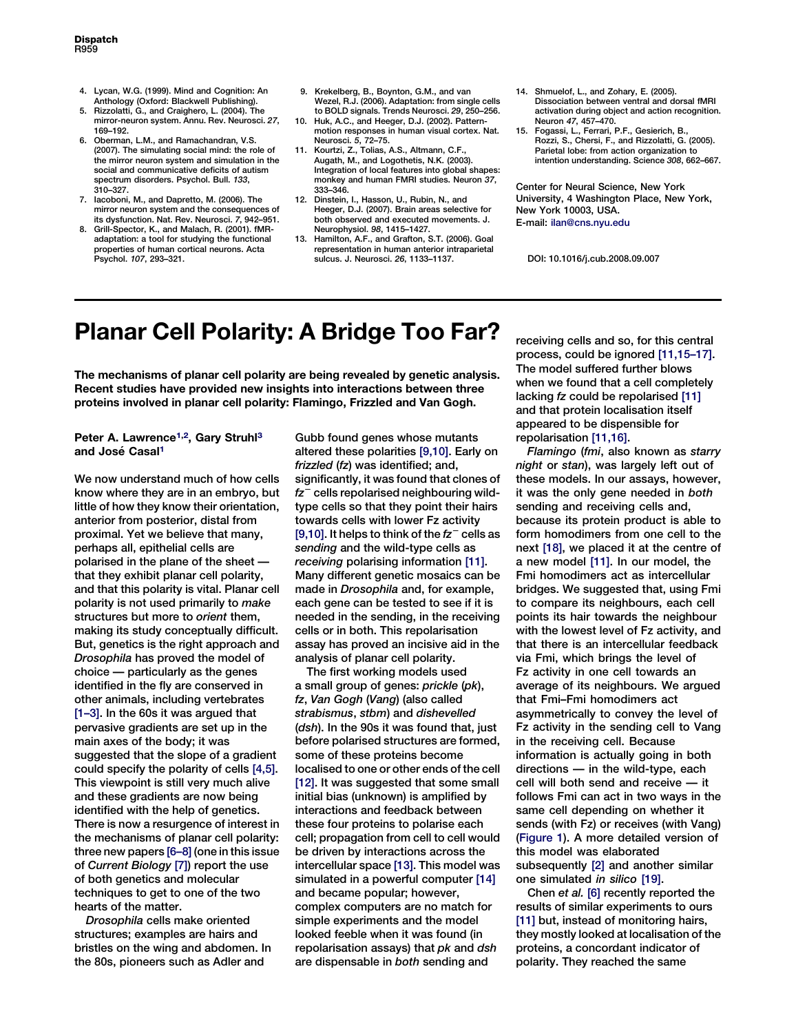4. Lycan, W.G. (1999). Mind and Cognition: An Anthology (Oxford: Blackwell Publishing).
5. Rizzolatti, G., and Craighero, L. (2004). The mirror-neuron system. Annu. Rev. Neurosci. *27*, 169–192.
6. Oberman, L.M., and Ramachandran, V.S. (2007). The simulating social mind: the role of the mirror neuron system and simulation in the social and communicative deficits of autism spectrum disorders. Psychol. Bull. *133*, 310–327.
7. Iacoboni, M., and Dapretto, M. (2006). The mirror neuron system and the consequences of its dysfunction. Nat. Rev. Neurosci. *7*, 942–951.
8. Grill-Spector, K., and Malach, R. (2001). fMR-adaptation: a tool for studying the functional properties of human cortical neurons. Acta Psychol. *107*, 293–321.
9. Krekelberg, B., Boynton, G.M., and van Wezel, R.J. (2006). Adaptation: from single cells to BOLD signals. Trends Neurosci. *29*, 250–256.
10. Huk, A.C., and Heeger, D.J. (2002). Pattern-motion responses in human visual cortex. Nat. Neurosci. *5*, 72–75.
11. Kourtzi, Z., Tolias, A.S., Altmann, C.F., Augath, M., and Logothetis, N.K. (2003). Integration of local features into global shapes: monkey and human FMRI studies. Neuron *37*, 333–346.
12. Dinstein, I., Hasson, U., Rubin, N., and Heeger, D.J. (2007). Brain areas selective for both observed and executed movements. J. Neurophysiol. *98*, 1415–1427.
13. Hamilton, A.F., and Grafton, S.T. (2006). Goal representation in human anterior intraparietal sulcus. J. Neurosci. *26*, 1133–1137.
14. Shmuelof, L., and Zohary, E. (2005). Dissociation between ventral and dorsal fMRI activation during object and action recognition. Neuron *47*, 457–470.
15. Fogassi, L., Ferrari, P.F., Gesierich, B., Rozzi, S., Chersi, F., and Rizzolatti, G. (2005). Parietal lobe: from action organization to intention understanding. Science *308*, 662–667.

Center for Neural Science, New York University, 4 Washington Place, New York, New York 10003, USA.
E-mail: ilan@cns.nyu.edu

DOI: 10.1016/j.cub.2008.09.007

# Planar Cell Polarity: A Bridge Too Far?

**The mechanisms of planar cell polarity are being revealed by genetic analysis. Recent studies have provided new insights into interactions between three proteins involved in planar cell polarity: Flamingo, Frizzled and Van Gogh.**

**Peter A. Lawrence[1,2], Gary Struhl[3] and José Casal[1]**

We now understand much of how cells know where they are in an embryo, but little of how they know their orientation, anterior from posterior, distal from proximal. Yet we believe that many, perhaps all, epithelial cells are polarised in the plane of the sheet — that they exhibit planar cell polarity, and that this polarity is vital. Planar cell polarity is not used primarily to *make* structures but more to *orient* them, making its study conceptually difficult. But, genetics is the right approach and *Drosophila* has proved the model of choice — particularly as the genes identified in the fly are conserved in other animals, including vertebrates [1–3]. In the 60s it was argued that pervasive gradients are set up in the main axes of the body; it was suggested that the slope of a gradient could specify the polarity of cells [4,5]. This viewpoint is still very much alive and these gradients are now being identified with the help of genetics. There is now a resurgence of interest in the mechanisms of planar cell polarity: three new papers [6–8] (one in this issue of *Current Biology* [7]) report the use of both genetics and molecular techniques to get to one of the two hearts of the matter.

*Drosophila* cells make oriented structures; examples are hairs and bristles on the wing and abdomen. In the 80s, pioneers such as Adler and Gubb found genes whose mutants altered these polarities [9,10]. Early on *frizzled* (*fz*) was identified; and, significantly, it was found that clones of $fz^-$ cells repolarised neighbouring wild-type cells so that they point their hairs towards cells with lower Fz activity [9,10]. It helps to think of the $fz^-$ cells as *sending* and the wild-type cells as *receiving* polarising information [11]. Many different genetic mosaics can be made in *Drosophila* and, for example, each gene can be tested to see if it is needed in the sending, in the receiving cells or in both. This repolarisation assay has proved an incisive aid in the analysis of planar cell polarity.

The first working models used a small group of genes: *prickle* (*pk*), *fz*, *Van Gogh* (*Vang*) (also called *strabismus*, *stbm*) and *dishevelled* (*dsh*). In the 90s it was found that, just before polarised structures are formed, some of these proteins become localised to one or other ends of the cell [12]. It was suggested that some small initial bias (unknown) is amplified by interactions and feedback between these four proteins to polarise each cell; propagation from cell to cell would be driven by interactions across the intercellular space [13]. This model was simulated in a powerful computer [14] and became popular; however, complex computers are no match for simple experiments and the model looked feeble when it was found (in repolarisation assays) that *pk* and *dsh* are dispensable in *both* sending and receiving cells and so, for this central process, could be ignored [11,15–17]. The model suffered further blows when we found that a cell completely lacking *fz* could be repolarised [11] and that protein localisation itself appeared to be dispensable for repolarisation [11,16].

*Flamingo* (*fmi*, also known as *starry night* or *stan*), was largely left out of these models. In our assays, however, it was the only gene needed in *both* sending and receiving cells and, because its protein product is able to form homodimers from one cell to the next [18], we placed it at the centre of a new model [11]. In our model, the Fmi homodimers act as intercellular bridges. We suggested that, using Fmi to compare its neighbours, each cell points its hair towards the neighbour with the lowest level of Fz activity, and that there is an intercellular feedback via Fmi, which brings the level of Fz activity in one cell towards an average of its neighbours. We argued that Fmi–Fmi homodimers act asymmetrically to convey the level of Fz activity in the sending cell to Vang in the receiving cell. Because information is actually going in both directions — in the wild-type, each cell will both send and receive — it follows Fmi can act in two ways in the same cell depending on whether it sends (with Fz) or receives (with Vang) (Figure 1). A more detailed version of this model was elaborated subsequently [2] and another similar one simulated *in silico* [19].

Chen *et al.* [6] recently reported the results of similar experiments to ours [11] but, instead of monitoring hairs, they mostly looked at localisation of the proteins, a concordant indicator of polarity. They reached the same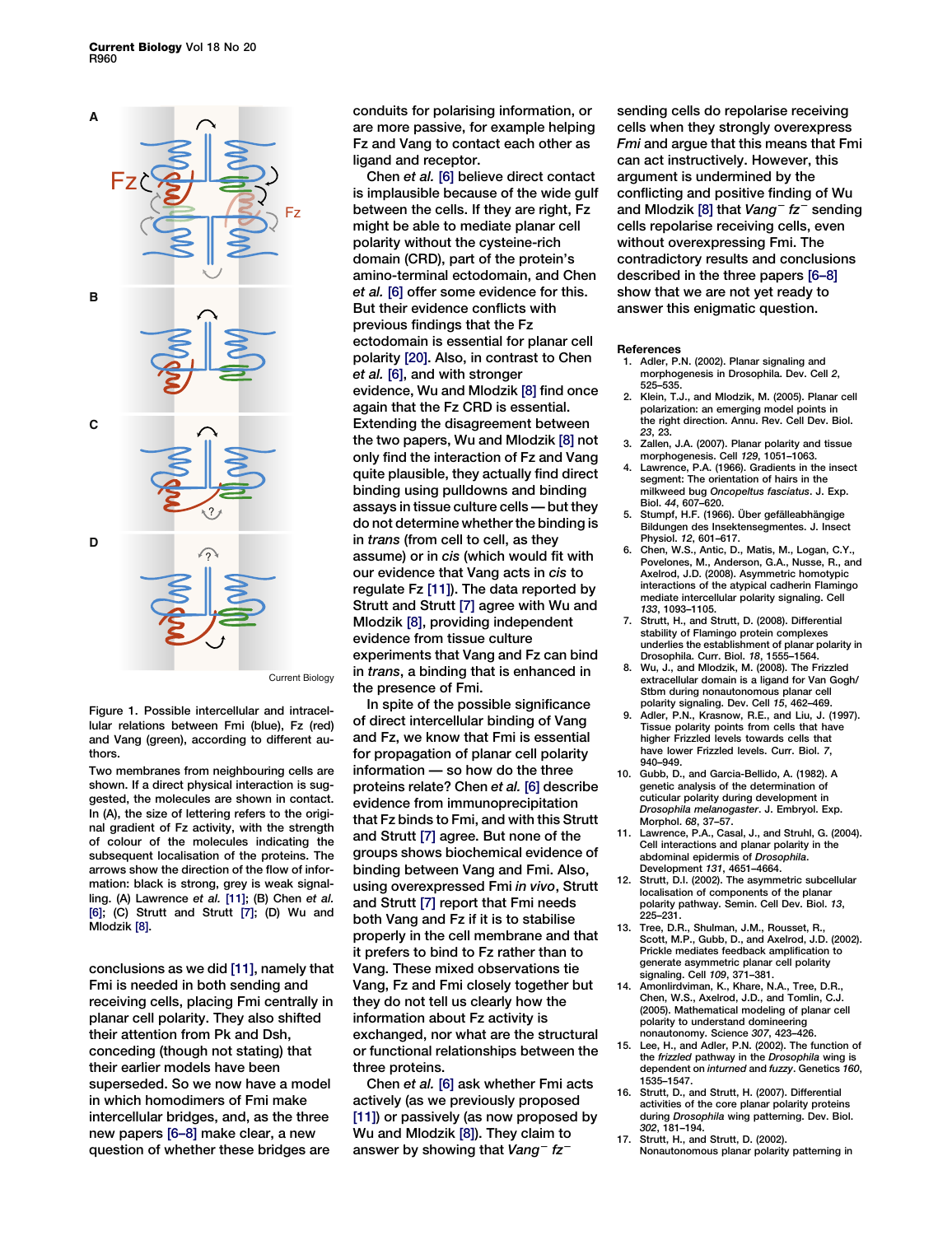Figure 1. Possible intercellular and intracellular relations between Fmi (blue), Fz (red) and Vang (green), according to different authors.

Two membranes from neighbouring cells are shown. If a direct physical interaction is suggested, the molecules are shown in contact. In (A), the size of lettering refers to the original gradient of Fz activity, with the strength of colour of the molecules indicating the subsequent localisation of the proteins. The arrows show the direction of the flow of information: black is strong, grey is weak signalling. (A) Lawrence *et al.* [11]; (B) Chen *et al.* [6]; (C) Strutt and Strutt [7]; (D) Wu and Mlodzik [8].

conclusions as we did [11], namely that Fmi is needed in both sending and receiving cells, placing Fmi centrally in planar cell polarity. They also shifted their attention from Pk and Dsh, conceding (though not stating) that their earlier models have been superseded. So we now have a model in which homodimers of Fmi make intercellular bridges, and, as the three new papers [6–8] make clear, a new question of whether these bridges are conduits for polarising information, or are more passive, for example helping Fz and Vang to contact each other as ligand and receptor.

Chen *et al.* [6] believe direct contact is implausible because of the wide gulf between the cells. If they are right, Fz might be able to mediate planar cell polarity without the cysteine-rich domain (CRD), part of the protein's amino-terminal ectodomain, and Chen *et al.* [6] offer some evidence for this. But their evidence conflicts with previous findings that the Fz ectodomain is essential for planar cell polarity [20]. Also, in contrast to Chen *et al.* [6], and with stronger evidence, Wu and Mlodzik [8] find once again that the Fz CRD is essential. Extending the disagreement between the two papers, Wu and Mlodzik [8] not only find the interaction of Fz and Vang quite plausible, they actually find direct binding using pulldowns and binding assays in tissue culture cells — but they do not determine whether the binding is in *trans* (from cell to cell, as they assume) or in *cis* (which would fit with our evidence that Vang acts in *cis* to regulate Fz [11]). The data reported by Strutt and Strutt [7] agree with Wu and Mlodzik [8], providing independent evidence from tissue culture experiments that Vang and Fz can bind in *trans*, a binding that is enhanced in the presence of Fmi.

In spite of the possible significance of direct intercellular binding of Vang and Fz, we know that Fmi is essential for propagation of planar cell polarity information — so how do the three proteins relate? Chen *et al.* [6] describe evidence from immunoprecipitation that Fz binds to Fmi, and with this Strutt and Strutt [7] agree. But none of the groups shows biochemical evidence of binding between Vang and Fmi. Also, using overexpressed Fmi *in vivo*, Strutt and Strutt [7] report that Fmi needs both Vang and Fz if it is to stabilise properly in the cell membrane and that it prefers to bind to Fz rather than to Vang. These mixed observations tie Vang, Fz and Fmi closely together but they do not tell us clearly how the information about Fz activity is exchanged, nor what are the structural or functional relationships between the three proteins.

Chen *et al.* [6] ask whether Fmi acts actively (as we previously proposed [11]) or passively (as now proposed by Wu and Mlodzik [8]). They claim to answer by showing that *Vang*$^{-}$ *fz*$^{-}$ sending cells do repolarise receiving cells when they strongly overexpress *Fmi* and argue that this means that Fmi can act instructively. However, this argument is undermined by the conflicting and positive finding of Wu and Mlodzik [8] that *Vang*$^{-}$ *fz*$^{-}$ sending cells repolarise receiving cells, even without overexpressing Fmi. The contradictory results and conclusions described in the three papers [6–8] show that we are not yet ready to answer this enigmatic question.

## References

1. Adler, P.N. (2002). Planar signaling and morphogenesis in Drosophila. Dev. Cell *2*, 525–535.
2. Klein, T.J., and Mlodzik, M. (2005). Planar cell polarization: an emerging model points in the right direction. Annu. Rev. Cell Dev. Biol. *23*, 23.
3. Zallen, J.A. (2007). Planar polarity and tissue morphogenesis. Cell *129*, 1051–1063.
4. Lawrence, P.A. (1966). Gradients in the insect segment: The orientation of hairs in the milkweed bug *Oncopeltus fasciatus*. J. Exp. Biol. *44*, 607–620.
5. Stumpf, H.F. (1966). Über gefälleabhängige Bildungen des Insektensegmentes. J. Insect Physiol. *12*, 601–617.
6. Chen, W.S., Antic, D., Matis, M., Logan, C.Y., Povelones, M., Anderson, G.A., Nusse, R., and Axelrod, J.D. (2008). Asymmetric homotypic interactions of the atypical cadherin Flamingo mediate intercellular polarity signaling. Cell *133*, 1093–1105.
7. Strutt, H., and Strutt, D. (2008). Differential stability of Flamingo protein complexes underlies the establishment of planar polarity in Drosophila. Curr. Biol. *18*, 1555–1564.
8. Wu, J., and Mlodzik, M. (2008). The Frizzled extracellular domain is a ligand for Van Gogh/Stbm during nonautonomous planar cell polarity signaling. Dev. Cell *15*, 462–469.
9. Adler, P.N., Krasnow, R.E., and Liu, J. (1997). Tissue polarity points from cells that have higher Frizzled levels towards cells that have lower Frizzled levels. Curr. Biol. *7*, 940–949.
10. Gubb, D., and Garcia-Bellido, A. (1982). A genetic analysis of the determination of cuticular polarity during development in *Drosophila melanogaster*. J. Embryol. Exp. Morphol. *68*, 37–57.
11. Lawrence, P.A., Casal, J., and Struhl, G. (2004). Cell interactions and planar polarity in the abdominal epidermis of *Drosophila*. Development *131*, 4651–4664.
12. Strutt, D.I. (2002). The asymmetric subcellular localisation of components of the planar polarity pathway. Semin. Cell Dev. Biol. *13*, 225–231.
13. Tree, D.R., Shulman, J.M., Rousset, R., Scott, M.P., Gubb, D., and Axelrod, J.D. (2002). Prickle mediates feedback amplification to generate asymmetric planar cell polarity signaling. Cell *109*, 371–381.
14. Amonlirdviman, K., Khare, N.A., Tree, D.R., Chen, W.S., Axelrod, J.D., and Tomlin, C.J. (2005). Mathematical modeling of planar cell polarity to understand domineering nonautonomy. Science *307*, 423–426.
15. Lee, H., and Adler, P.N. (2002). The function of the *frizzled* pathway in the *Drosophila* wing is dependent on *inturned* and *fuzzy*. Genetics *160*, 1535–1547.
16. Strutt, D., and Strutt, H. (2007). Differential activities of the core planar polarity proteins during *Drosophila* wing patterning. Dev. Biol. *302*, 181–194.
17. Strutt, H., and Strutt, D. (2002). Nonautonomous planar polarity patterning in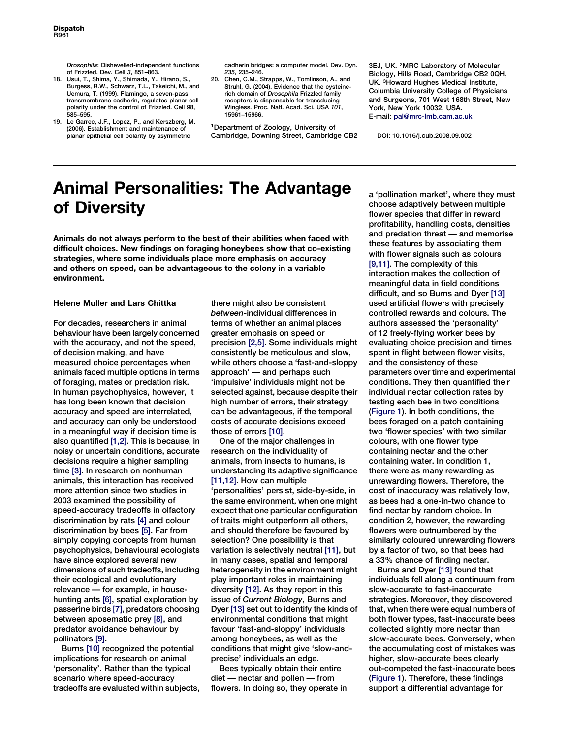*Drosophila*: Dishevelled-independent functions of Frizzled. Dev. Cell *3*, 851–863.

18. Usui, T., Shima, Y., Shimada, Y., Hirano, S., Burgess, R.W., Schwarz, T.L., Takeichi, M., and Uemura, T. (1999). Flamingo, a seven-pass transmembrane cadherin, regulates planar cell polarity under the control of Frizzled. Cell *98*, 585–595.
19. Le Garrec, J.F., Lopez, P., and Kerszberg, M. (2006). Establishment and maintenance of planar epithelial cell polarity by asymmetric cadherin bridges: a computer model. Dev. Dyn. *235*, 235–246.
20. Chen, C.M., Strapps, W., Tomlinson, A., and Struhl, G. (2004). Evidence that the cysteine-rich domain of *Drosophila* Frizzled family receptors is dispensable for transducing Wingless. Proc. Natl. Acad. Sci. USA *101*, 15961–15966.

[1]Department of Zoology, University of Cambridge, Downing Street, Cambridge CB2 3EJ, UK. [2]MRC Laboratory of Molecular Biology, Hills Road, Cambridge CB2 0QH, UK. [3]Howard Hughes Medical Institute, Columbia University College of Physicians and Surgeons, 701 West 168th Street, New York, New York 10032, USA.
E-mail: pal@mrc-lmb.cam.ac.uk

DOI: 10.1016/j.cub.2008.09.002

# Animal Personalities: The Advantage of Diversity

**Animals do not always perform to the best of their abilities when faced with difficult choices. New findings on foraging honeybees show that co-existing strategies, where some individuals place more emphasis on accuracy and others on speed, can be advantageous to the colony in a variable environment.**

**Helene Muller and Lars Chittka**

For decades, researchers in animal behaviour have been largely concerned with the accuracy, and not the speed, of decision making, and have measured choice percentages when animals faced multiple options in terms of foraging, mates or predation risk. In human psychophysics, however, it has long been known that decision accuracy and speed are interrelated, and accuracy can only be understood in a meaningful way if decision time is also quantified [1,2]. This is because, in noisy or uncertain conditions, accurate decisions require a higher sampling time [3]. In research on nonhuman animals, this interaction has received more attention since two studies in 2003 examined the possibility of speed-accuracy tradeoffs in olfactory discrimination by rats [4] and colour discrimination by bees [5]. Far from simply copying concepts from human psychophysics, behavioural ecologists have since explored several new dimensions of such tradeoffs, including their ecological and evolutionary relevance — for example, in house-hunting ants [6], spatial exploration by passerine birds [7], predators choosing between aposematic prey [8], and predator avoidance behaviour by pollinators [9].

Burns [10] recognized the potential implications for research on animal 'personality'. Rather than the typical scenario where speed-accuracy tradeoffs are evaluated within subjects, there might also be consistent *between*-individual differences in terms of whether an animal places greater emphasis on speed or precision [2,5]. Some individuals might consistently be meticulous and slow, while others choose a 'fast-and-sloppy approach' — and perhaps such 'impulsive' individuals might not be selected against, because despite their high number of errors, their strategy can be advantageous, if the temporal costs of accurate decisions exceed those of errors [10].

One of the major challenges in research on the individuality of animals, from insects to humans, is understanding its adaptive significance [11,12]. How can multiple 'personalities' persist, side-by-side, in the same environment, when one might expect that one particular configuration of traits might outperform all others, and should therefore be favoured by selection? One possibility is that variation is selectively neutral [11], but in many cases, spatial and temporal heterogeneity in the environment might play important roles in maintaining diversity [12]. As they report in this issue of *Current Biology*, Burns and Dyer [13] set out to identify the kinds of environmental conditions that might favour 'fast-and-sloppy' individuals among honeybees, as well as the conditions that might give 'slow-and-precise' individuals an edge.

Bees typically obtain their entire diet — nectar and pollen — from flowers. In doing so, they operate in a 'pollination market', where they must choose adaptively between multiple flower species that differ in reward profitability, handling costs, densities and predation threat — and memorise these features by associating them with flower signals such as colours [9,11]. The complexity of this interaction makes the collection of meaningful data in field conditions difficult, and so Burns and Dyer [13] used artificial flowers with precisely controlled rewards and colours. The authors assessed the 'personality' of 12 freely-flying worker bees by evaluating choice precision and times spent in flight between flower visits, and the consistency of these parameters over time and experimental conditions. They then quantified their individual nectar collection rates by testing each bee in two conditions (Figure 1). In both conditions, the bees foraged on a patch containing two 'flower species' with two similar colours, with one flower type containing nectar and the other containing water. In condition 1, there were as many rewarding as unrewarding flowers. Therefore, the cost of inaccuracy was relatively low, as bees had a one-in-two chance to find nectar by random choice. In condition 2, however, the rewarding flowers were outnumbered by the similarly coloured unrewarding flowers by a factor of two, so that bees had a 33% chance of finding nectar.

Burns and Dyer [13] found that individuals fell along a continuum from slow-accurate to fast-inaccurate strategies. Moreover, they discovered that, when there were equal numbers of both flower types, fast-inaccurate bees collected slightly more nectar than slow-accurate bees. Conversely, when the accumulating cost of mistakes was higher, slow-accurate bees clearly out-competed the fast-inaccurate bees (Figure 1). Therefore, these findings support a differential advantage for